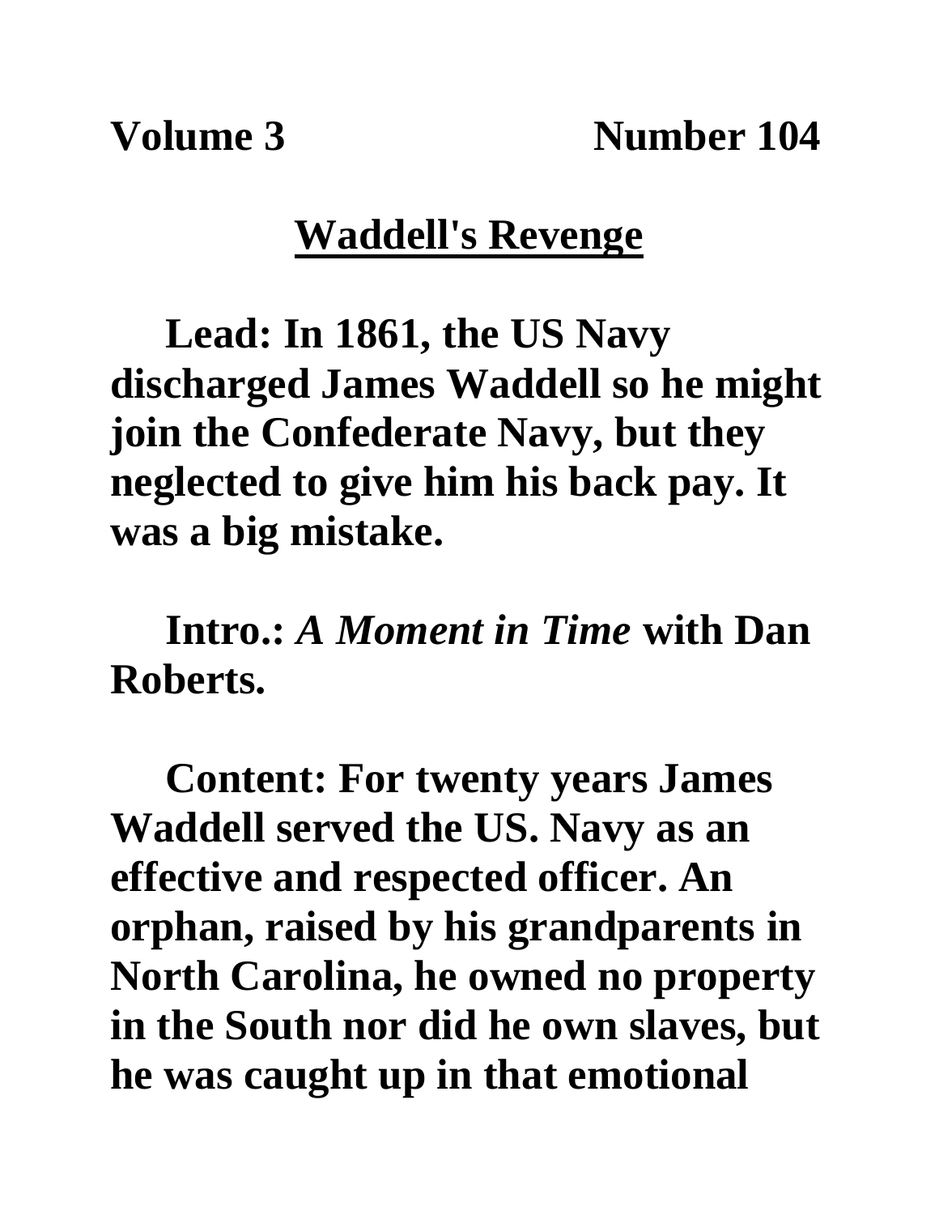**Volume 3 Number 104**

# Waddell's Revenge

**Lead: In 1861, the US Navy discharged James Waddell so he might join the Confederate Navy, but they neglected to give him his back pay. It was a big mistake.**

**Intro.: *A Moment in Time* with Dan Roberts.**

**Content: For twenty years James Waddell served the US. Navy as an effective and respected officer. An orphan, raised by his grandparents in North Carolina, he owned no property in the South nor did he own slaves, but he was caught up in that emotional**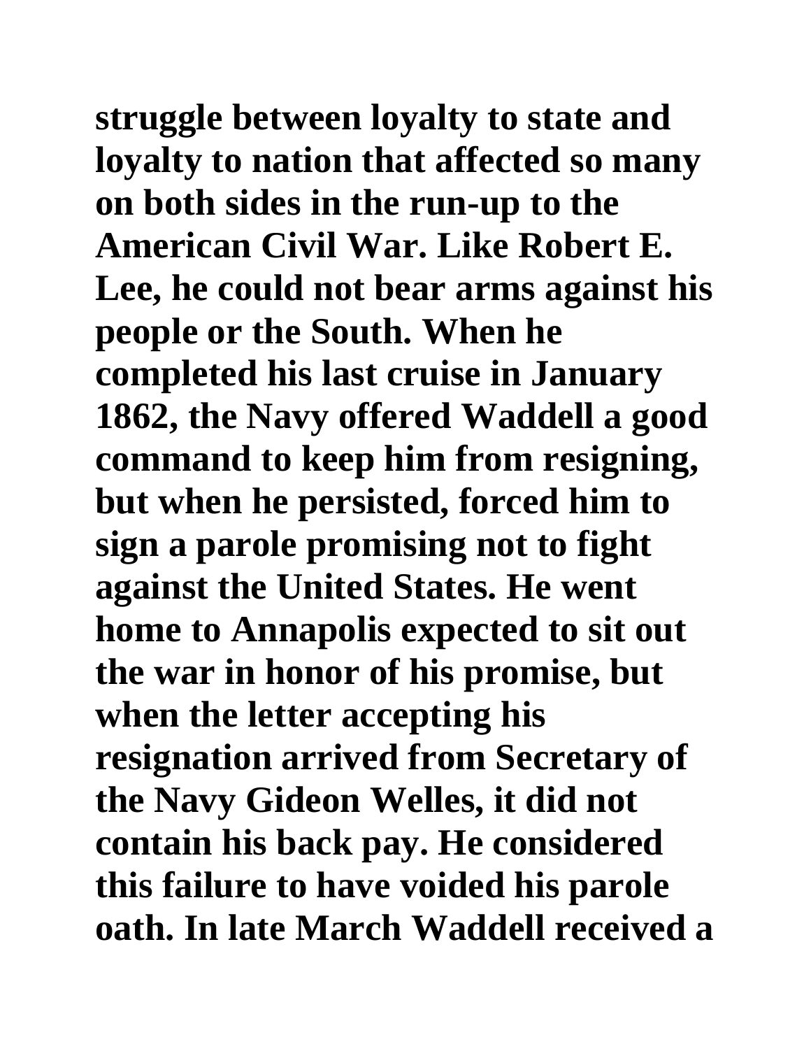**struggle between loyalty to state and loyalty to nation that affected so many on both sides in the run-up to the American Civil War. Like Robert E. Lee, he could not bear arms against his people or the South. When he completed his last cruise in January 1862, the Navy offered Waddell a good command to keep him from resigning, but when he persisted, forced him to sign a parole promising not to fight against the United States. He went home to Annapolis expected to sit out the war in honor of his promise, but when the letter accepting his resignation arrived from Secretary of the Navy Gideon Welles, it did not contain his back pay. He considered this failure to have voided his parole oath. In late March Waddell received a**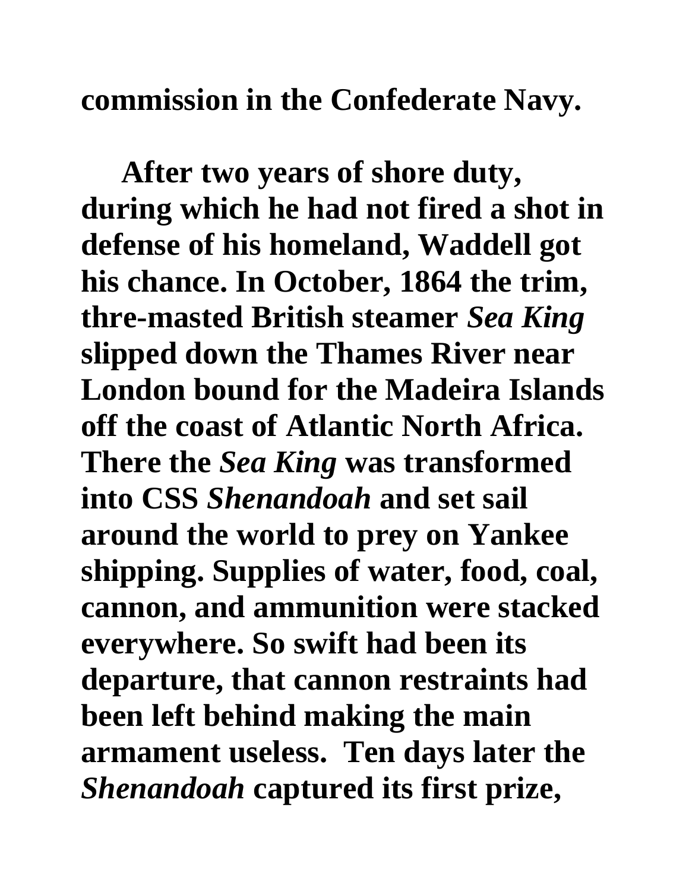**commission in the Confederate Navy.**

**After two years of shore duty, during which he had not fired a shot in defense of his homeland, Waddell got his chance. In October, 1864 the trim, thre-masted British steamer *Sea King* slipped down the Thames River near London bound for the Madeira Islands off the coast of Atlantic North Africa. There the *Sea King* was transformed into CSS *Shenandoah* and set sail around the world to prey on Yankee shipping. Supplies of water, food, coal, cannon, and ammunition were stacked everywhere. So swift had been its departure, that cannon restraints had been left behind making the main armament useless. Ten days later the *Shenandoah* captured its first prize,**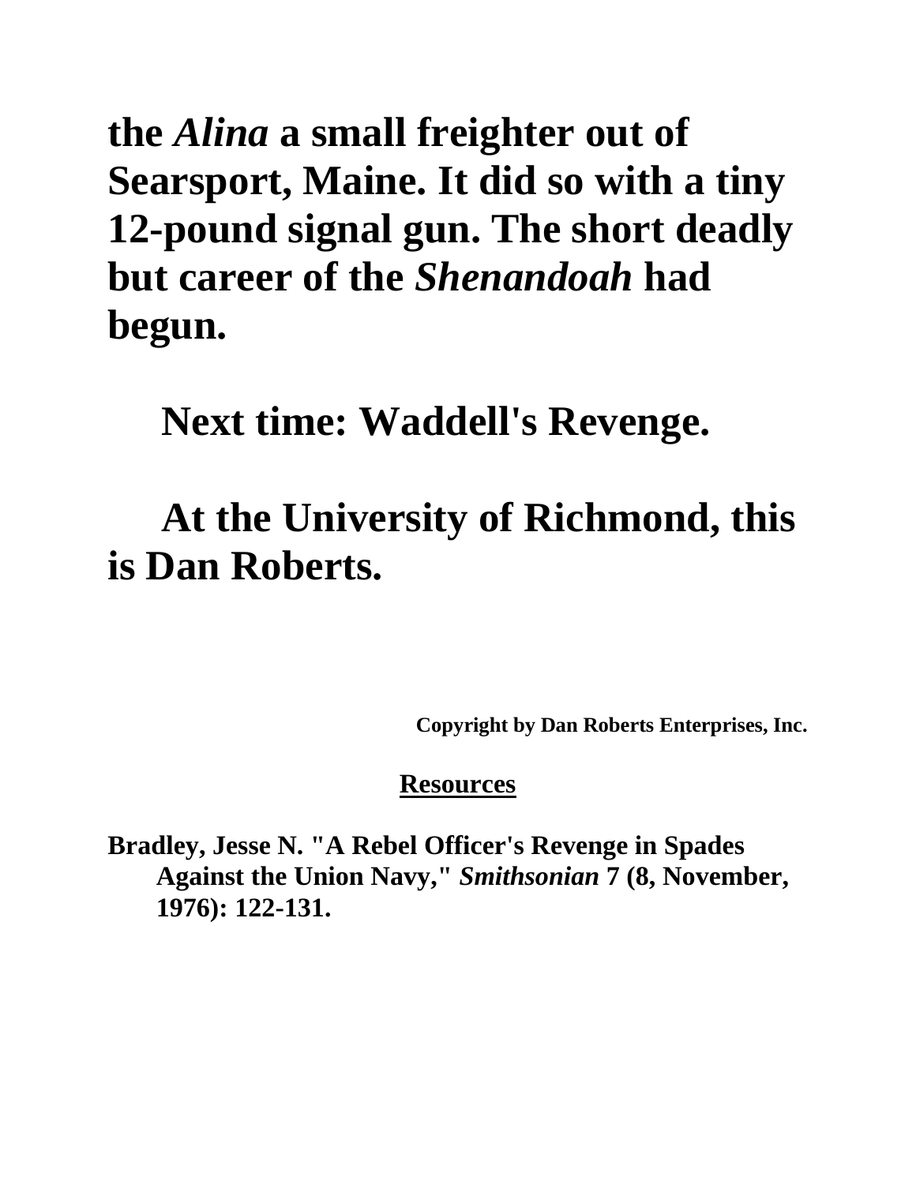**the *Alina* a small freighter out of Searsport, Maine. It did so with a tiny 12-pound signal gun. The short deadly but career of the *Shenandoah* had begun.**

**Next time: Waddell's Revenge.**

**At the University of Richmond, this is Dan Roberts.**

**Copyright by Dan Roberts Enterprises, Inc.**

## Resources

**Bradley, Jesse N. "A Rebel Officer's Revenge in Spades Against the Union Navy," *Smithsonian* 7 (8, November, 1976): 122-131.**